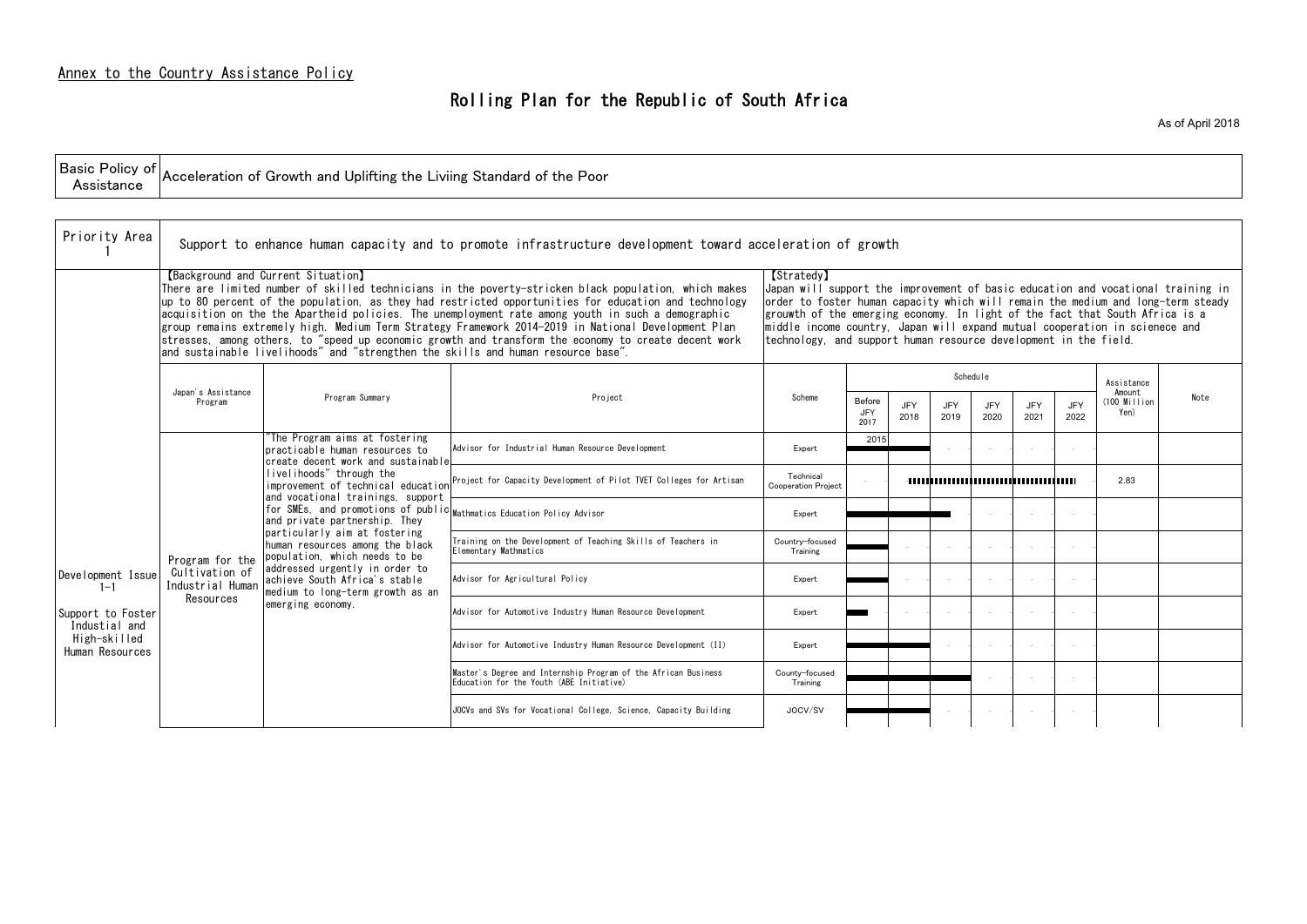Annex to the Country Assistance Policy

# Rolling Plan for the Republic of South Africa

As of April 2018

| Basic Policy of Assistance | Acceleration of Growth and Uplifting the Liviing Standard of the Poor |
|---|---|

## Priority Area 1

Support to enhance human capacity and to promote infrastructure development toward acceleration of growth

**【Background and Current Situation】**
There are limited number of skilled technicians in the poverty-stricken black population, which makes up to 80 percent of the population, as they had restricted opportunities for education and technology acquisition on the the Apartheid policies. The unemployment rate among youth in such a demographic group remains extremely high. Medium Term Strategy Framework 2014-2019 in National Development Plan stresses, among others, to "speed up economic growth and transform the economy to create decent work and sustainable livelihoods" and "strengthen the skills and human resource base".

**【Strateagy】**
Japan will support the improvement of basic education and vocational training in order to foster human capacity which will remain the medium and long-term steady grouwth of the emerging economy. In light of the fact that South Africa is a middle income country, Japan will expand mutual cooperation in scienece and technology, and support human resource development in the field.

| Development Issue | Japan's Assistance Program | Program Summary | Project | Scheme | Before JFY 2017 | JFY 2018 | JFY 2019 | JFY 2020 | JFY 2021 | JFY 2022 | Assistance Amount (100 Million Yen) | Note |
|---|---|---|---|---|---|---|---|---|---|---|---|---|
| Development Issue 1-1 Support to Foster Industial and High-skilled Human Resources | Program for the Cultivation of Industrial Human Resources | "The Program aims at fostering practicable human resources to create decent work and sustainable livelihoods" through the improvement of technical education and vocational trainings, support for SMEs, and promotions of public and private partnership. They particularly aim at fostering human resources among the black population, which needs to be addressed urgently in order to achieve South Africa's stable medium to long-term growth as an emerging economy. | Advisor for Industrial Human Resource Development | Expert | 2015 | | - | - | - | - | | |
| | | | Project for Capacity Development of Pilot TVET Colleges for Artisan | Technical Cooperation Project | - | | | | | | 2.83 | |
| | | | Mathmatics Education Policy Advisor | Expert | | | | - | - | - | | |
| | | | Training on the Development of Teaching Skills of Teachers in Elementary Mathmatics | Country-focused Training | | - | - | - | - | - | | |
| | | | Advisor for Agricultural Policy | Expert | | - | - | - | - | - | | |
| | | | Advisor for Automotive Industry Human Resource Development | Expert | | - | - | - | - | - | | |
| | | | Advisor for Automotive Industry Human Resource Development (II) | Expert | | | - | - | - | - | | |
| | | | Master's Degree and Internship Program of the African Business Education for the Youth (ABE Initiative) | County-focused Training | | | | - | - | - | | |
| | | | JOCVs and SVs for Vocational College, Science, Capacity Building | JOCV/SV | | | - | - | - | - | | |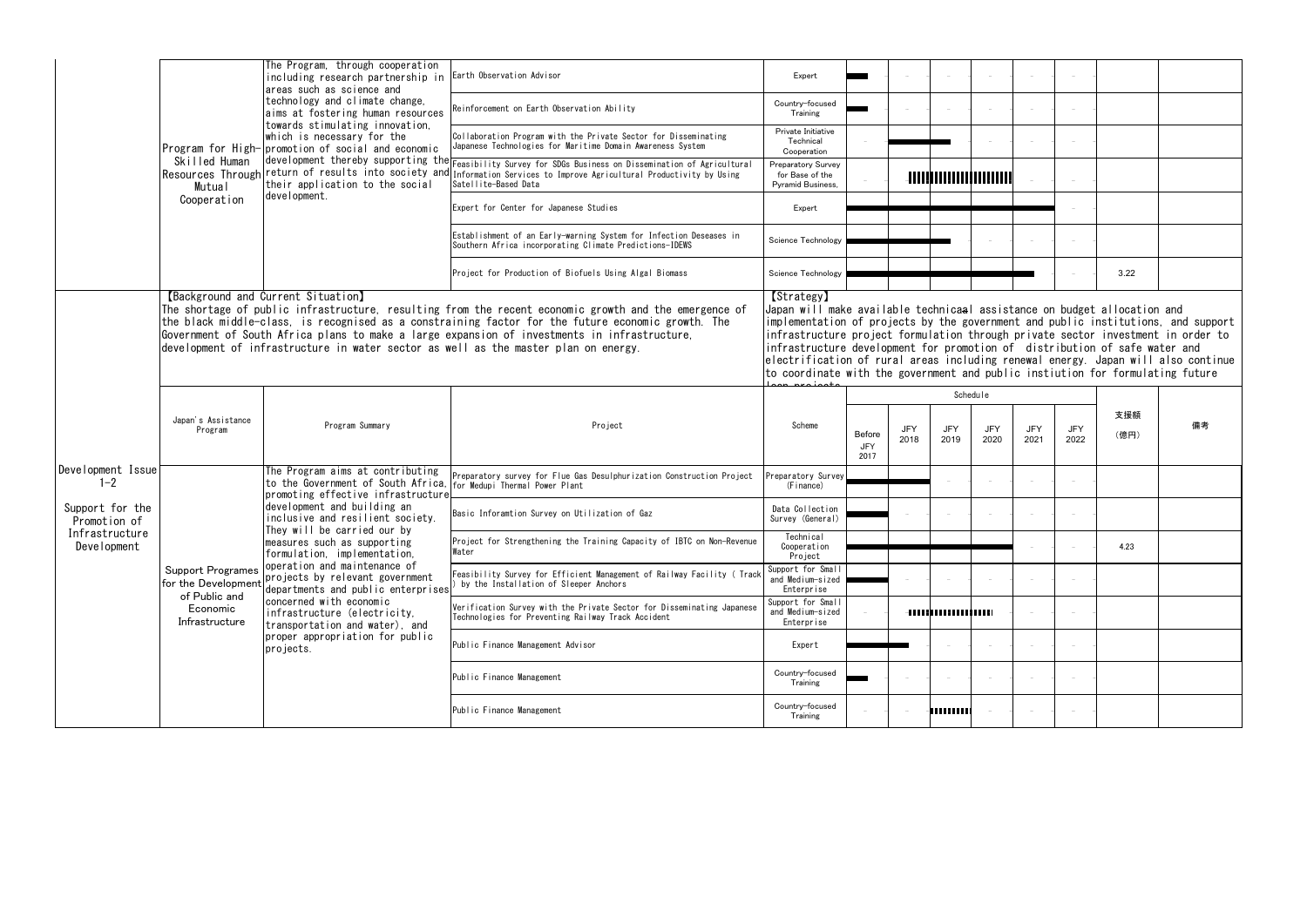| | | | | | | | | | | | | |
|---|---|---|---|---|---|---|---|---|---|---|---|---|
| | Program for High-Skilled Human Resources Through Mutual Cooperation | The Program, through cooperation including research partnership in areas such as science and technology and climate change, aims at fostering human resources towards stimulating innovation, which is necessary for the promotion of social and economic development thereby supporting the return of results into society and their application to the social development. | Earth Observation Advisor | Expert | ■ | - | - | - | - | - | | |
| | | | Reinforcement on Earth Observation Ability | Country-focused Training | ■ | - | - | - | - | - | | |
| | | | Collaboration Program with the Private Sector for Disseminating Japanese Technologies for Maritime Domain Awareness System | Private Initiative Technical Cooperation | - | ■ | ■ | - | - | - | | |
| | | | Feasibility Survey for SDGs Business on Dissemination of Agricultural Information Services to Improve Agricultural Productivity by Using Satellite-Based Data | Preparatory Survey for Base of the Pyramid Business, | - | ■ | ■ | - | - | - | | |
| | | | Expert for Center for Japanese Studies | Expert | ■ | ■ | ■ | ■ | ■ | - | | |
| | | | Establishment of an Early-warning System for Infection Deseases in Southern Africa incorporating Climate Predictions-IDEWS | Science Technology | ■ | ■ | ■ | - | - | - | | |
| | | | Project for Production of Biofuels Using Algal Biomass | Science Technology | ■ | ■ | ■ | ■ | ■ | - | 3.22 | |

【Background and Current Situation】
The shortage of public infrastructure, resulting from the recent economic growth and the emergence of the black middle-class, is recognised as a constraining factor for the future economic growth. The Government of South Africa plans to make a large expansion of investments in infrastructure, development of infrastructure in water sector as well as the master plan on energy.

【Strategy】
Japan will make available technicaal assistance on budget allocation and implementation of projects by the government and public institutions, and support infrastructure project formulation through private sector investment in order to infrastructure development for promotion of distribution of safe water and electrification of rural areas including renewal energy. Japan will also continue to coordinate with the government and public instiution for formulating future loan projects.

| | Japan's Assistance Program | Program Summary | Project | Scheme | Schedule | | | | | | 支援額 (億円) | 備考 |
|---|---|---|---|---|---|---|---|---|---|---|---|---|
| | | | | | Before JFY 2017 | JFY 2018 | JFY 2019 | JFY 2020 | JFY 2021 | JFY 2022 | | |
| Development Issue 1-2 Support for the Promotion of Infrastructure Development | Support Programes for the Development of Public and Economic Infrastructure | The Program aims at contributing to the Government of South Africa, promoting effective infrastructure development and building an inclusive and resilient society. They will be carried our by measures such as supporting formulation, implementation, operation and maintenance of projects by relevant government departments and public enterprises concerned with economic infrastructure (electricity, transportation and water), and proper appropriation for public projects. | Preparatory survey for Flue Gas Desulphurization Construction Project for Medupi Thermal Power Plant | Preparatory Survey (Finance) | ■ | ■ | - | - | - | - | | |
| | | | Basic Inforamtion Survey on Utilization of Gaz | Data Collection Survey (General) | ■ | - | - | - | - | - | | |
| | | | Project for Strengthening the Training Capacity of IBTC on Non-Revenue Water | Technical Cooperation Project | ■ | ■ | ■ | ■ | - | - | 4.23 | |
| | | | Feasibility Survey for Efficient Management of Railway Facility ( Track ) by the Installation of Sleeper Anchors | Support for Small and Medium-sized Enterprise | ■ | - | - | - | - | - | | |
| | | | Verification Survey with the Private Sector for Disseminating Japanese Technologies for Preventing Railway Track Accident | Support for Small and Medium-sized Enterprise | - | ■ | ■ | - | - | - | | |
| | | | Public Finance Management Advisor | Expert | ■ | ■ | - | - | - | - | | |
| | | | Public Finance Management | Country-focused Training | ■ | - | - | - | - | - | | |
| | | | Public Finance Management | Country-focused Training | - | - | ■ | - | - | - | | |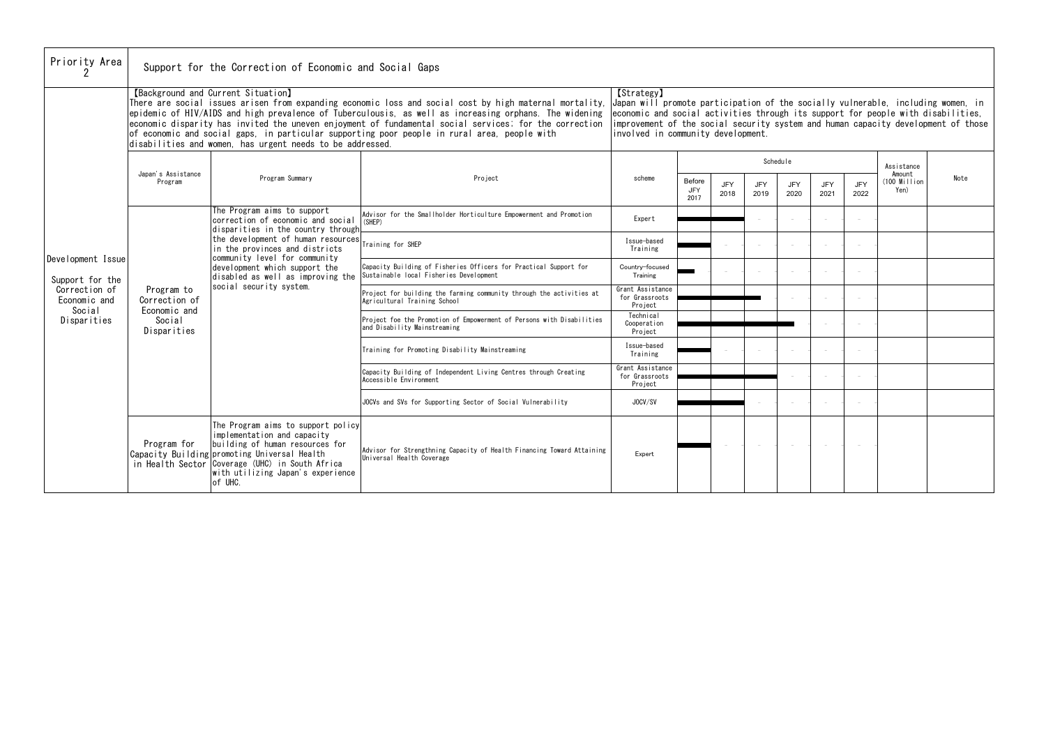| Priority Area 2 | Support for the Correction of Economic and Social Gaps |
|---|---|

**【Background and Current Situation】**
There are social issues arisen from expanding economic loss and social cost by high maternal mortality, epidemic of HIV/AIDS and high prevalence of Tuberculousis, as well as increasing orphans. The widening economic disparity has invited the uneven enjoyment of fundamental social services; for the correction of economic and social gaps, in particular supporting poor people in rural area, people with disabilities and women, has urgent needs to be addressed.

**【Strategy】**
Japan will promote participation of the socially vulnerable, including women, in economic and social activities through its support for people with disabilities, improvement of the social security system and human capacity development of those involved in community development.

| Development Issue | Japan's Assistance Program | Program Summary | Project | scheme | Schedule: Before JFY 2017 | JFY 2018 | JFY 2019 | JFY 2020 | JFY 2021 | JFY 2022 | Assistance Amount (100 Million Yen) | Note |
|---|---|---|---|---|---|---|---|---|---|---|---|---|
| Support for the Correction of Economic and Social Disparities | Program to Correction of Economic and Social Disparities | The Program aims to support correction of economic and social disparities in the country through the development of human resources in the provinces and districts community level for community development which support the disabled as well as improving the social security system. | Advisor for the Smallholder Horticulture Empowerment and Promotion (SHEP) | Expert | ■ | ■ | - | - | - | - | | |
| | | | Training for SHEP | Issue-based Training | ■ | - | - | - | - | - | | |
| | | | Capacity Building of Fisheries Officers for Practical Support for Sustainable local Fisheries Development | Country-focused Training | ■ | - | - | - | - | - | | |
| | | | Project for building the farming community through the activities at Agricultural Training School | Grant Assistance for Grassroots Project | ■ | ■ | ■ | - | - | - | | |
| | | | Project foe the Promotion of Empowerment of Persons with Disabilities and Disability Mainstreaming | Technical Cooperation Project | ■ | ■ | ■ | ■ | - | - | | |
| | | | Training for Promoting Disability Mainstreaming | Issue-based Training | ■ | - | - | - | - | - | | |
| | | | Capacity Building of Independent Living Centres through Creating Accessible Environment | Grant Assistance for Grassroots Project | ■ | ■ | ■ | - | - | - | | |
| | | | JOCVs and SVs for Supporting Sector of Social Vulnerability | JOCV/SV | ■ | ■ | - | - | - | - | | |
| | Program for Capacity Building in Health Sector | The Program aims to support policy implementation and capacity building of human resources for promoting Universal Health Coverage (UHC) in South Africa with utilizing Japan's experience of UHC. | Advisor for Strengthning Capacity of Health Financing Toward Attaining Universal Health Coverage | Expert | ■ | - | - | - | - | - | | |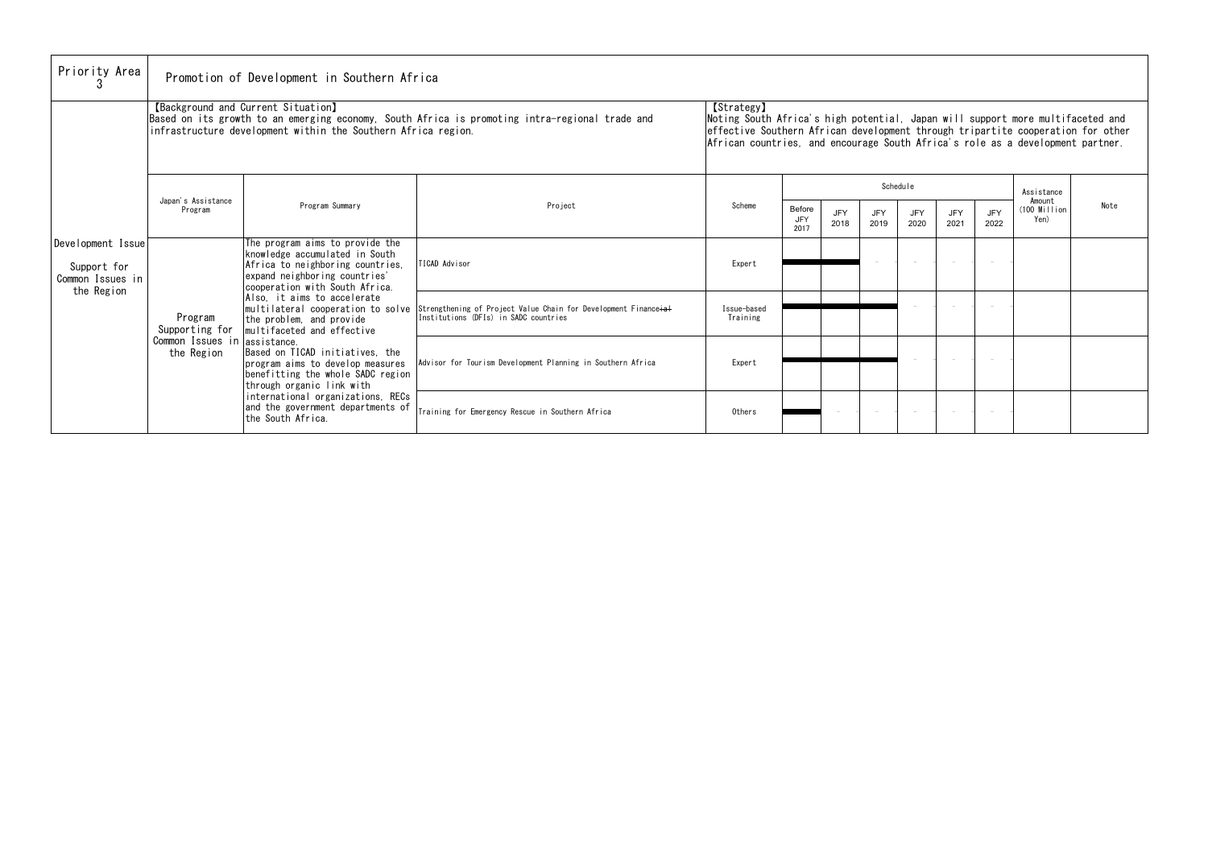| Priority Area 3 | Promotion of Development in Southern Africa | | | | | | | | | | | | |
|---|---|---|---|---|---|---|---|---|---|---|---|---|---|
| | 【Background and Current Situation】 Based on its growth to an emerging economy, South Africa is promoting intra-regional trade and infrastructure development within the Southern Africa region. | | | 【Strategy】 Noting South Africa's high potential, Japan will support more multifaceted and effective Southern African development through tripartite cooperation for other African countries, and encourage South Africa's role as a development partner. | | | | | | | | | |
| | Japan's Assistance Program | Program Summary | Project | Scheme | Schedule | | | | | | | Assistance Amount (100 Million Yen) | Note |
| | | | | | Before JFY 2017 | JFY 2018 | JFY 2019 | JFY 2020 | JFY 2021 | JFY 2022 | | | |
| Development Issue Support for Common Issues in the Region | Program Supporting for Common Issues in the Region | The program aims to provide the knowledge accumulated in South Africa to neighboring countries, expand neighboring countries' cooperation with South Africa. Also, it aims to accelerate multilateral cooperation to solve the problem, and provide multifaceted and effective assistance. Based on TICAD initiatives, the program aims to develop measures benefitting the whole SADC region through organic link with international organizations, RECs and the government departments of the South Africa. | TICAD Advisor | Expert | | | | | | | | | |
| | | | Strengthening of Project Value Chain for Development Finance~~ial~~ Institutions (DFIs) in SADC countries | Issue-based Training | | | | | | | | | |
| | | | Advisor for Tourism Development Planning in Southern Africa | Expert | | | | | | | | | |
| | | | Training for Emergency Rescue in Southern Africa | Others | | | | | | | | | |